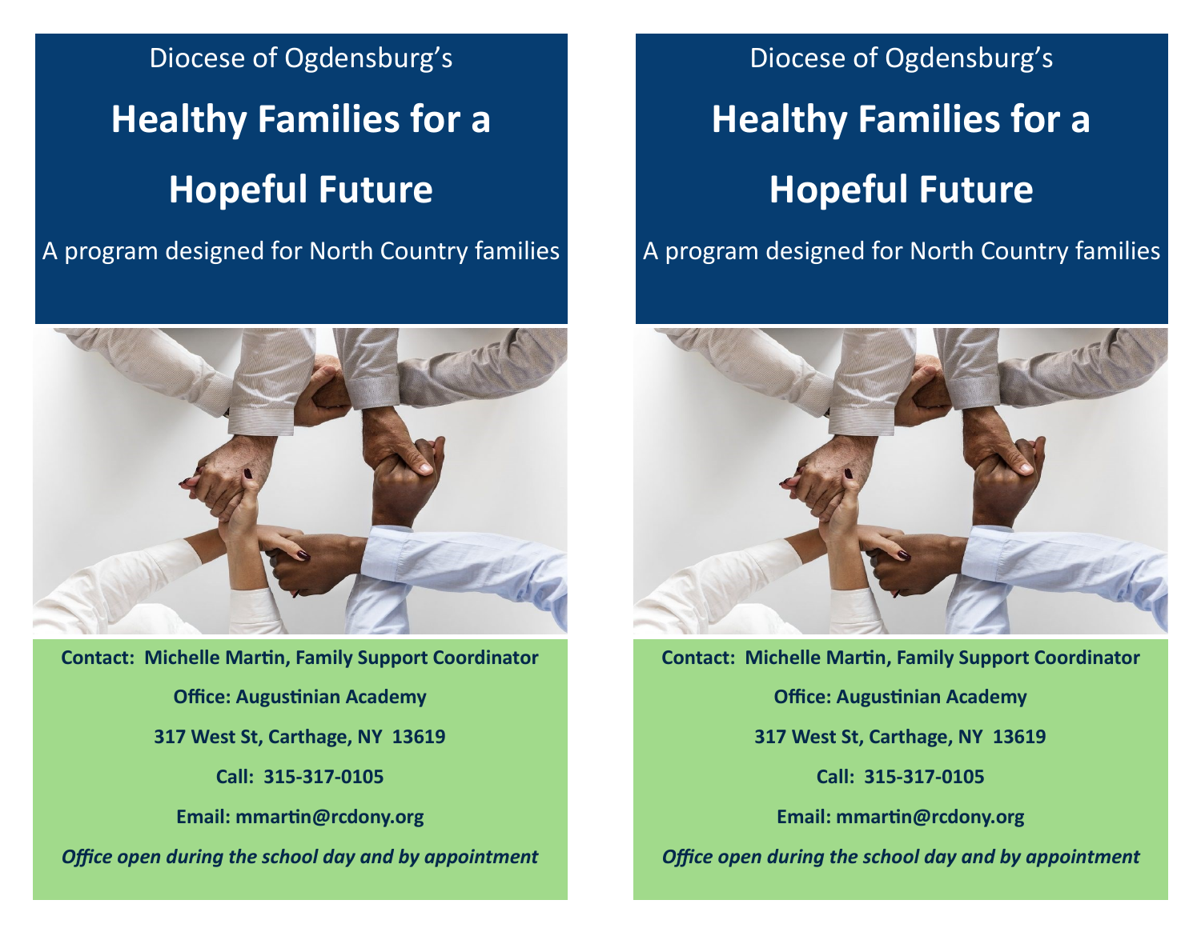Diocese of Ogdensburg's

# Healthy Families for a Hopeful Future

A program designed for North Country families

**Contact: Michelle Martin, Family Support Coordinator**

**Office: Augustinian Academy**

**317 West St, Carthage, NY 13619**

**Call: 315-317-0105**

**Email: mmartin@rcdony.org**

***Office open during the school day and by appointment***

Diocese of Ogdensburg's

# Healthy Families for a Hopeful Future

A program designed for North Country families

**Contact: Michelle Martin, Family Support Coordinator**

**Office: Augustinian Academy**

**317 West St, Carthage, NY 13619**

**Call: 315-317-0105**

**Email: mmartin@rcdony.org**

***Office open during the school day and by appointment***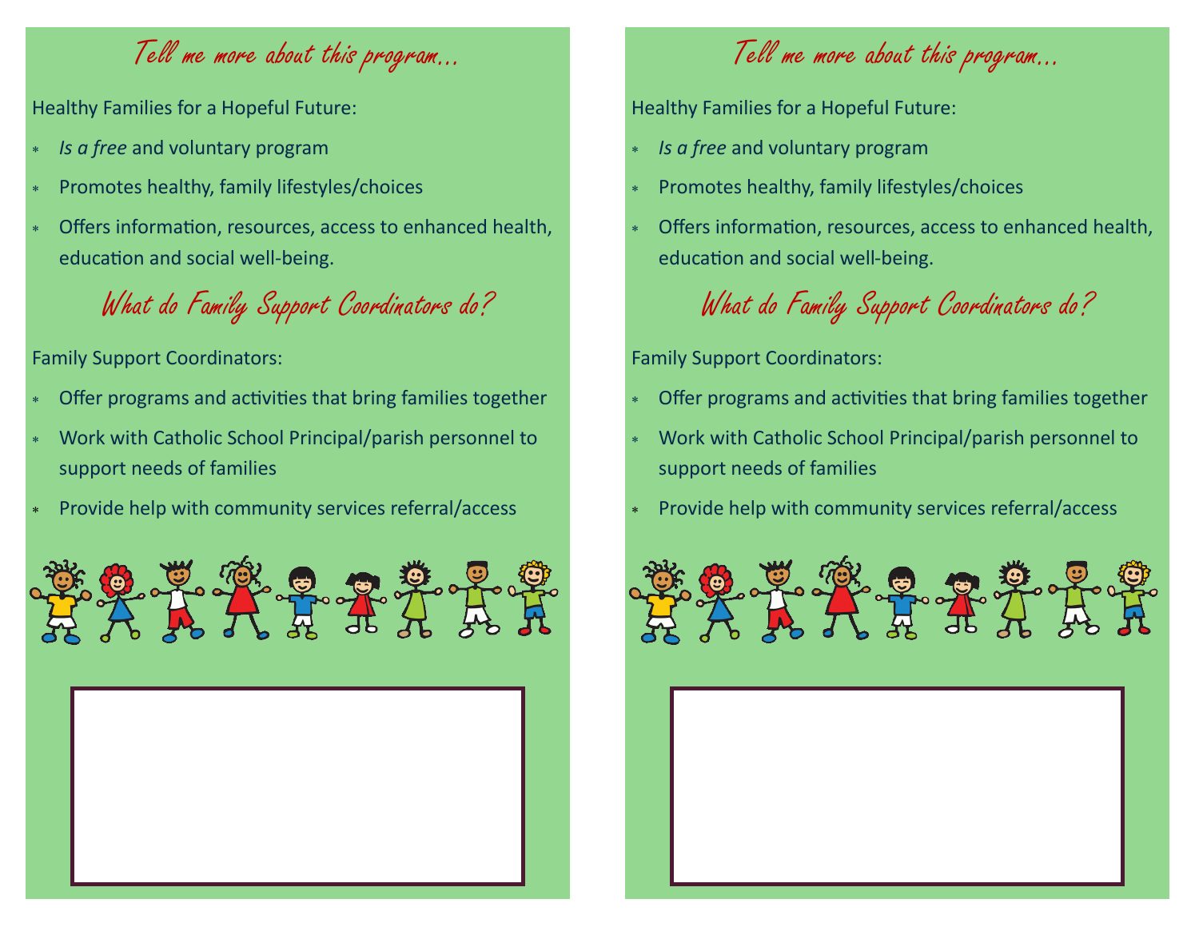## Tell me more about this program...

Healthy Families for a Hopeful Future:

- *Is a free* and voluntary program
- Promotes healthy, family lifestyles/choices
- Offers information, resources, access to enhanced health, education and social well-being.

## What do Family Support Coordinators do?

Family Support Coordinators:

- Offer programs and activities that bring families together
- Work with Catholic School Principal/parish personnel to support needs of families
- Provide help with community services referral/access

## Tell me more about this program...

Healthy Families for a Hopeful Future:

- *Is a free* and voluntary program
- Promotes healthy, family lifestyles/choices
- Offers information, resources, access to enhanced health, education and social well-being.

## What do Family Support Coordinators do?

Family Support Coordinators:

- Offer programs and activities that bring families together
- Work with Catholic School Principal/parish personnel to support needs of families
- Provide help with community services referral/access